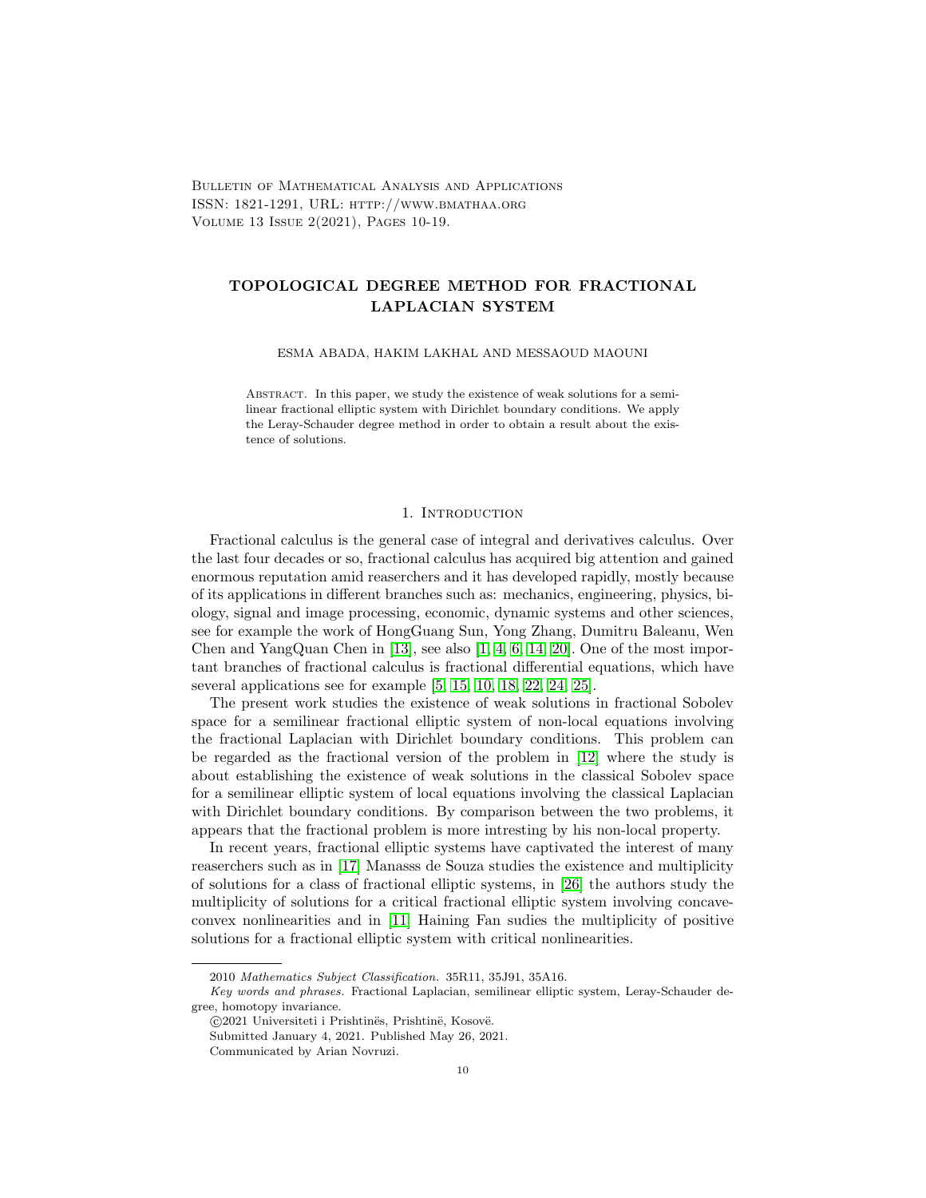# TOPOLOGICAL DEGREE METHOD FOR FRACTIONAL LAPLACIAN SYSTEM

ESMA ABADA, HAKIM LAKHAL AND MESSAOUD MAOUNI

Abstract. In this paper, we study the existence of weak solutions for a semilinear fractional elliptic system with Dirichlet boundary conditions. We apply the Leray-Schauder degree method in order to obtain a result about the existence of solutions.

## 1. Introduction

Fractional calculus is the general case of integral and derivatives calculus. Over the last four decades or so, fractional calculus has acquired big attention and gained enormous reputation amid reaserchers and it has developed rapidly, mostly because of its applications in different branches such as: mechanics, engineering, physics, biology, signal and image processing, economic, dynamic systems and other sciences, see for example the work of HongGuang Sun, Yong Zhang, Dumitru Baleanu, Wen Chen and YangQuan Chen in [13], see also [1, 4, 6, 14, 20]. One of the most important branches of fractional calculus is fractional differential equations, which have several applications see for example [5, 15, 10, 18, 22, 24, 25].

The present work studies the existence of weak solutions in fractional Sobolev space for a semilinear fractional elliptic system of non-local equations involving the fractional Laplacian with Dirichlet boundary conditions. This problem can be regarded as the fractional version of the problem in [12] where the study is about establishing the existence of weak solutions in the classical Sobolev space for a semilinear elliptic system of local equations involving the classical Laplacian with Dirichlet boundary conditions. By comparison between the two problems, it appears that the fractional problem is more intresting by his non-local property.

In recent years, fractional elliptic systems have captivated the interest of many reaserchers such as in [17] Manasss de Souza studies the existence and multiplicity of solutions for a class of fractional elliptic systems, in [26] the authors study the multiplicity of solutions for a critical fractional elliptic system involving concave-convex nonlinearities and in [11] Haining Fan sudies the multiplicity of positive solutions for a fractional elliptic system with critical nonlinearities.

---

2010 *Mathematics Subject Classification.* 35R11, 35J91, 35A16.

*Key words and phrases.* Fractional Laplacian, semilinear elliptic system, Leray-Schauder degree, homotopy invariance.

©2021 Universiteti i Prishtinës, Prishtinë, Kosovë.

Submitted January 4, 2021. Published May 26, 2021.

Communicated by Arian Novruzi.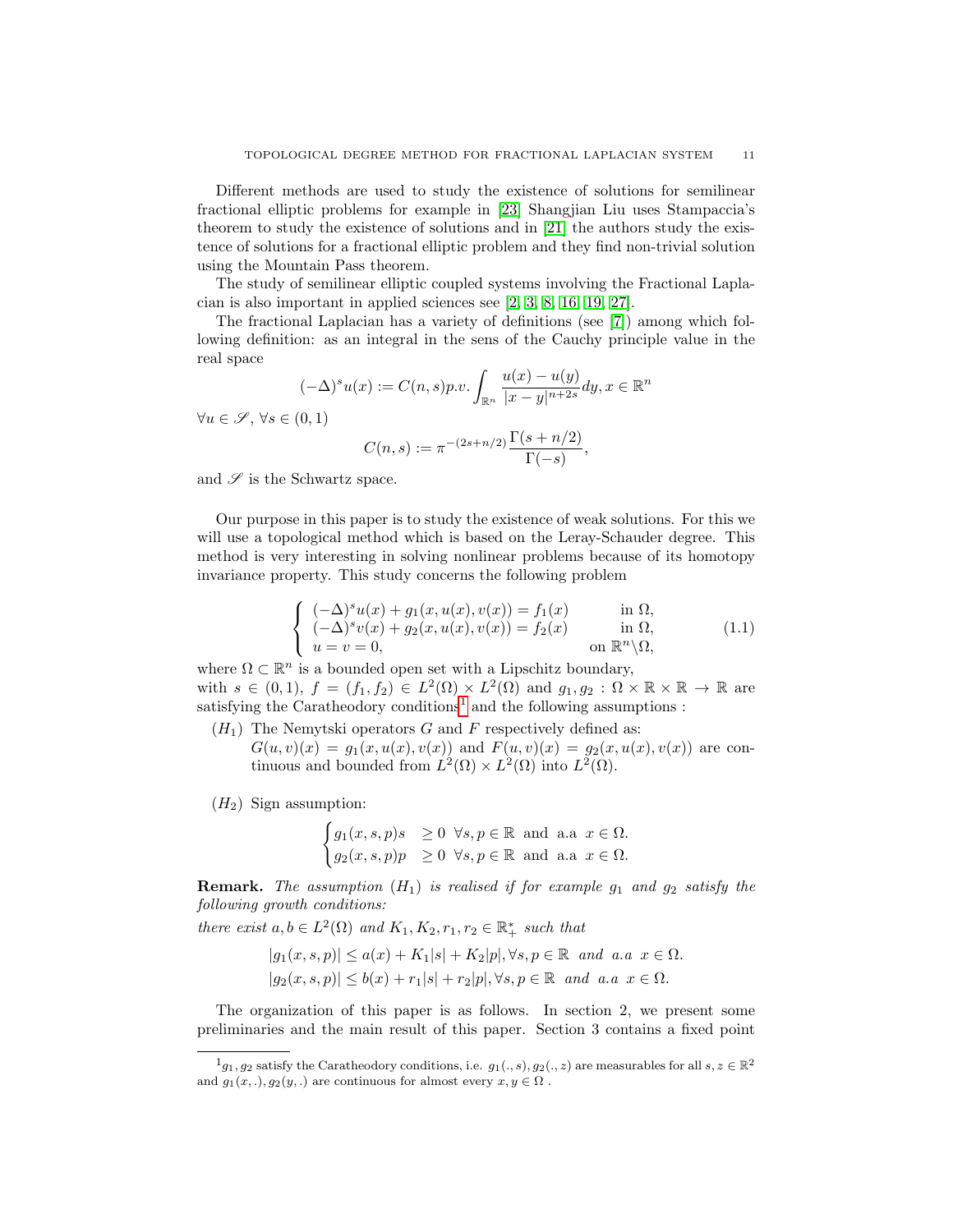Different methods are used to study the existence of solutions for semilinear fractional elliptic problems for example in [23] Shangjian Liu uses Stampaccia's theorem to study the existence of solutions and in [21] the authors study the existence of solutions for a fractional elliptic problem and they find non-trivial solution using the Mountain Pass theorem.

The study of semilinear elliptic coupled systems involving the Fractional Laplacian is also important in applied sciences see [2, 3, 8, 16, 19, 27].

The fractional Laplacian has a variety of definitions (see [7]) among which following definition: as an integral in the sens of the Cauchy principle value in the real space

$$(-\Delta)^s u(x) := C(n,s)p.v. \int_{\mathbb{R}^n} \frac{u(x)-u(y)}{|x-y|^{n+2s}} dy, x \in \mathbb{R}^n$$

$\forall u \in \mathscr{S}$, $\forall s \in (0,1)$

$$C(n,s) := \pi^{-(2s+n/2)} \frac{\Gamma(s+n/2)}{\Gamma(-s)},$$

and $\mathscr{S}$ is the Schwartz space.

Our purpose in this paper is to study the existence of weak solutions. For this we will use a topological method which is based on the Leray-Schauder degree. This method is very interesting in solving nonlinear problems because of its homotopy invariance property. This study concerns the following problem

$$\begin{cases} (-\Delta)^s u(x) + g_1(x,u(x),v(x)) = f_1(x) & \text{in } \Omega, \\ (-\Delta)^s v(x) + g_2(x,u(x),v(x)) = f_2(x) & \text{in } \Omega, \\ u = v = 0, & \text{on } \mathbb{R}^n \backslash \Omega, \end{cases} \tag{1.1}$$

where $\Omega \subset \mathbb{R}^n$ is a bounded open set with a Lipschitz boundary, with $s \in (0,1)$, $f = (f_1, f_2) \in L^2(\Omega) \times L^2(\Omega)$ and $g_1, g_2 : \Omega \times \mathbb{R} \times \mathbb{R} \to \mathbb{R}$ are satisfying the Caratheodory conditions[1] and the following assumptions :

- $(H_1)$ The Nemytski operators $G$ and $F$ respectively defined as: $G(u,v)(x) = g_1(x,u(x),v(x))$ and $F(u,v)(x) = g_2(x,u(x),v(x))$ are continuous and bounded from $L^2(\Omega) \times L^2(\Omega)$ into $L^2(\Omega)$.

- $(H_2)$ Sign assumption:

$$\begin{cases} g_1(x,s,p)s & \geq 0 \;\; \forall s,p \in \mathbb{R} \text{ and a.a } x \in \Omega. \\ g_2(x,s,p)p & \geq 0 \;\; \forall s,p \in \mathbb{R} \text{ and a.a } x \in \Omega. \end{cases}$$

**Remark.** *The assumption $(H_1)$ is realised if for example $g_1$ and $g_2$ satisfy the following growth conditions:*

*there exist $a, b \in L^2(\Omega)$ and $K_1, K_2, r_1, r_2 \in \mathbb{R}_+^*$ such that*

$$|g_1(x,s,p)| \leq a(x) + K_1|s| + K_2|p|, \forall s,p \in \mathbb{R} \text{ and a.a } x \in \Omega.$$
$$|g_2(x,s,p)| \leq b(x) + r_1|s| + r_2|p|, \forall s,p \in \mathbb{R} \text{ and a.a } x \in \Omega.$$

The organization of this paper is as follows. In section 2, we present some preliminaries and the main result of this paper. Section 3 contains a fixed point

[1] $g_1, g_2$ satisfy the Caratheodory conditions, i.e. $g_1(.,s), g_2(.,z)$ are measurables for all $s, z \in \mathbb{R}^2$ and $g_1(x,.), g_2(y,.)$ are continuous for almost every $x, y \in \Omega$ .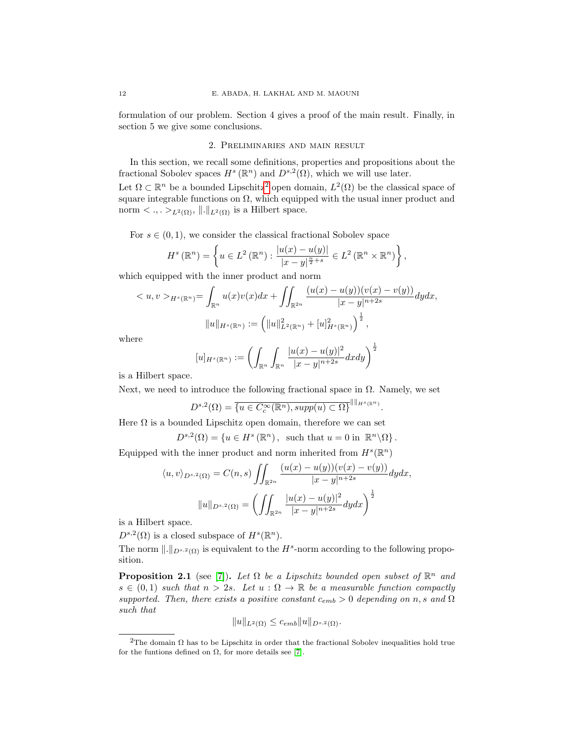formulation of our problem. Section 4 gives a proof of the main result. Finally, in section 5 we give some conclusions.

## 2. Preliminaries and main result

In this section, we recall some definitions, properties and propositions about the fractional Sobolev spaces $H^s(\mathbb{R}^n)$ and $D^{s,2}(\Omega)$, which we will use later.

Let $\Omega \subset \mathbb{R}^n$ be a bounded Lipschitz[2] open domain, $L^2(\Omega)$ be the classical space of square integrable functions on $\Omega$, which equipped with the usual inner product and norm $< .,. >_{L^2(\Omega)}$, $\|.\|_{L^2(\Omega)}$ is a Hilbert space.

For $s \in (0,1)$, we consider the classical fractional Sobolev space

$$H^s(\mathbb{R}^n) = \left\{ u \in L^2(\mathbb{R}^n) : \frac{|u(x)-u(y)|}{|x-y|^{\frac{n}{2}+s}} \in L^2(\mathbb{R}^n \times \mathbb{R}^n) \right\},$$

which equipped with the inner product and norm

$$< u, v >_{H^s(\mathbb{R}^n)} = \int_{\mathbb{R}^n} u(x)v(x)dx + \iint_{\mathbb{R}^{2n}} \frac{(u(x)-u(y))(v(x)-v(y))}{|x-y|^{n+2s}} dydx,$$

$$\|u\|_{H^s(\mathbb{R}^n)} := \left( \|u\|^2_{L^2(\mathbb{R}^n)} + [u]^2_{H^s(\mathbb{R}^n)} \right)^{\frac{1}{2}},$$

where

$$[u]_{H^s(\mathbb{R}^n)} := \left( \int_{\mathbb{R}^n} \int_{\mathbb{R}^n} \frac{|u(x)-u(y)|^2}{|x-y|^{n+2s}} dxdy \right)^{\frac{1}{2}}$$

is a Hilbert space.

Next, we need to introduce the following fractional space in $\Omega$. Namely, we set

$$D^{s,2}(\Omega) = \overline{\{u \in C_c^\infty(\mathbb{R}^n), supp(u) \subset \Omega\}}^{\|\|_{H^s(\mathbb{R}^n)}}.$$

Here $\Omega$ is a bounded Lipschitz open domain, therefore we can set

$$D^{s,2}(\Omega) = \{u \in H^s(\mathbb{R}^n), \text{ such that } u = 0 \text{ in } \mathbb{R}^n \backslash \Omega\}.$$

Equipped with the inner product and norm inherited from $H^s(\mathbb{R}^n)$

$$\langle u, v \rangle_{D^{s,2}(\Omega)} = C(n,s) \iint_{\mathbb{R}^{2n}} \frac{(u(x)-u(y))(v(x)-v(y))}{|x-y|^{n+2s}} dydx,$$

$$\|u\|_{D^{s,2}(\Omega)} = \left( \iint_{\mathbb{R}^{2n}} \frac{|u(x)-u(y)|^2}{|x-y|^{n+2s}} dydx \right)^{\frac{1}{2}}$$

is a Hilbert space.

$D^{s,2}(\Omega)$ is a closed subspace of $H^s(\mathbb{R}^n)$.

The norm $\|.\|_{D^{s,2}(\Omega)}$ is equivalent to the $H^s$-norm according to the following proposition.

**Proposition 2.1** (see [7]). *Let $\Omega$ be a Lipschitz bounded open subset of $\mathbb{R}^n$ and $s \in (0,1)$ such that $n > 2s$. Let $u : \Omega \to \mathbb{R}$ be a measurable function compactly supported. Then, there exists a positive constant $c_{emb} > 0$ depending on $n, s$ and $\Omega$ such that*

$$\|u\|_{L^2(\Omega)} \leq c_{emb} \|u\|_{D^{s,2}(\Omega)}.$$

---

[2] The domain $\Omega$ has to be Lipschitz in order that the fractional Sobolev inequalities hold true for the funtions defined on $\Omega$, for more details see [7].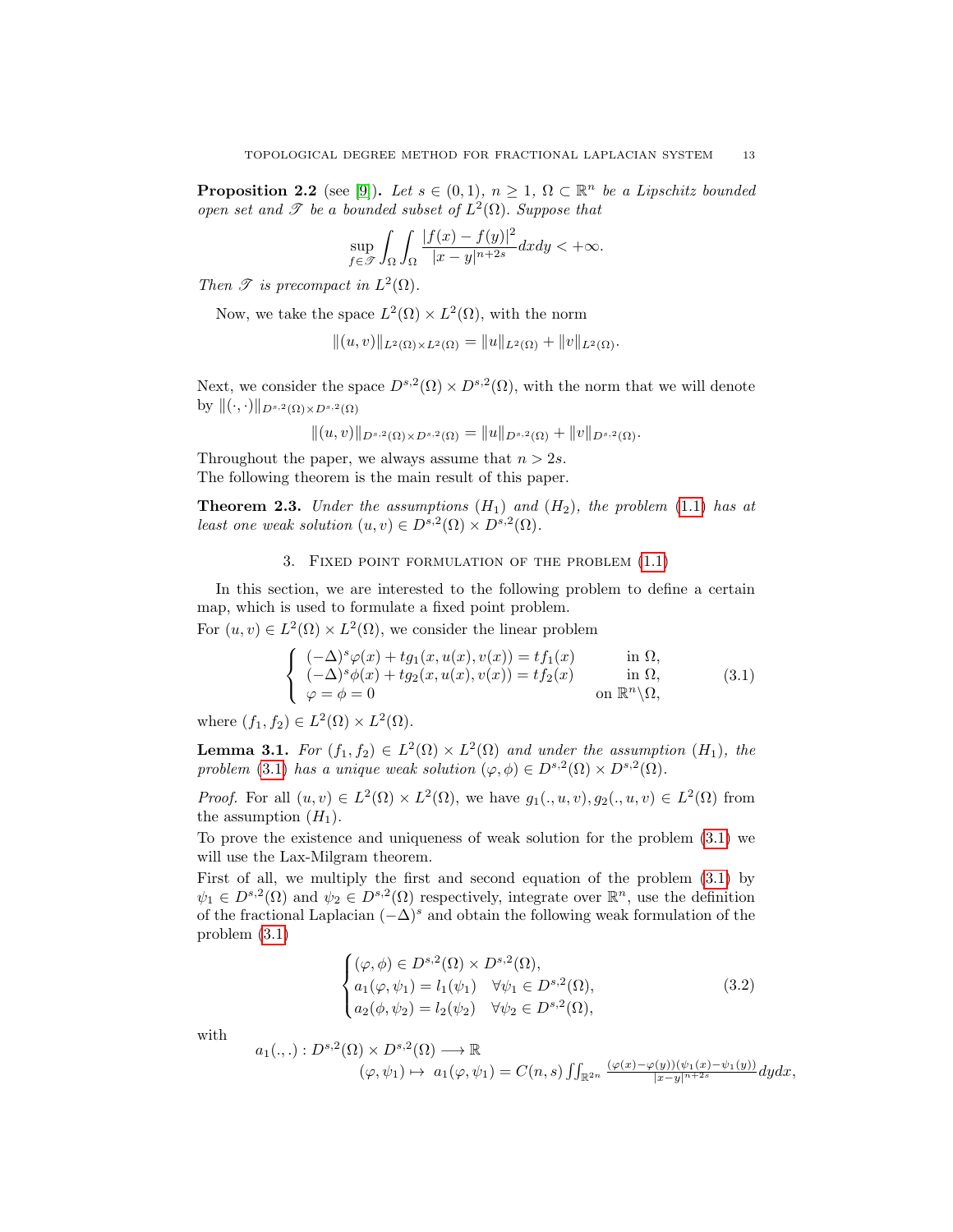**Proposition 2.2** (see [9]). *Let $s \in (0,1)$, $n \geq 1$, $\Omega \subset \mathbb{R}^n$ be a Lipschitz bounded open set and $\mathscr{T}$ be a bounded subset of $L^2(\Omega)$. Suppose that*

$$\sup_{f \in \mathscr{T}} \int_\Omega \int_\Omega \frac{|f(x) - f(y)|^2}{|x-y|^{n+2s}} dxdy < +\infty.$$

*Then $\mathscr{T}$ is precompact in $L^2(\Omega)$.*

Now, we take the space $L^2(\Omega) \times L^2(\Omega)$, with the norm

$$\|(u,v)\|_{L^2(\Omega)\times L^2(\Omega)} = \|u\|_{L^2(\Omega)} + \|v\|_{L^2(\Omega)}.$$

Next, we consider the space $D^{s,2}(\Omega) \times D^{s,2}(\Omega)$, with the norm that we will denote by $\|(\cdot,\cdot)\|_{D^{s,2}(\Omega)\times D^{s,2}(\Omega)}$

$$\|(u,v)\|_{D^{s,2}(\Omega)\times D^{s,2}(\Omega)} = \|u\|_{D^{s,2}(\Omega)} + \|v\|_{D^{s,2}(\Omega)}.$$

Throughout the paper, we always assume that $n > 2s$.
The following theorem is the main result of this paper.

**Theorem 2.3.** *Under the assumptions $(H_1)$ and $(H_2)$, the problem (1.1) has at least one weak solution $(u,v) \in D^{s,2}(\Omega) \times D^{s,2}(\Omega)$.*

## 3. Fixed point formulation of the problem (1.1)

In this section, we are interested to the following problem to define a certain map, which is used to formulate a fixed point problem.
For $(u,v) \in L^2(\Omega) \times L^2(\Omega)$, we consider the linear problem

$$\begin{cases} (-\Delta)^s \varphi(x) + tg_1(x, u(x), v(x)) = tf_1(x) & \text{in } \Omega, \\ (-\Delta)^s \phi(x) + tg_2(x, u(x), v(x)) = tf_2(x) & \text{in } \Omega, \\ \varphi = \phi = 0 & \text{on } \mathbb{R}^n \backslash \Omega, \end{cases} \tag{3.1}$$

where $(f_1, f_2) \in L^2(\Omega) \times L^2(\Omega)$.

**Lemma 3.1.** *For $(f_1, f_2) \in L^2(\Omega) \times L^2(\Omega)$ and under the assumption $(H_1)$, the problem (3.1) has a unique weak solution $(\varphi, \phi) \in D^{s,2}(\Omega) \times D^{s,2}(\Omega)$.*

*Proof.* For all $(u,v) \in L^2(\Omega) \times L^2(\Omega)$, we have $g_1(.,u,v), g_2(.,u,v) \in L^2(\Omega)$ from the assumption $(H_1)$.
To prove the existence and uniqueness of weak solution for the problem (3.1) we will use the Lax-Milgram theorem.
First of all, we multiply the first and second equation of the problem (3.1) by $\psi_1 \in D^{s,2}(\Omega)$ and $\psi_2 \in D^{s,2}(\Omega)$ respectively, integrate over $\mathbb{R}^n$, use the definition of the fractional Laplacian $(-\Delta)^s$ and obtain the following weak formulation of the problem (3.1)

$$\begin{cases} (\varphi, \phi) \in D^{s,2}(\Omega) \times D^{s,2}(\Omega), \\ a_1(\varphi, \psi_1) = l_1(\psi_1) \quad \forall \psi_1 \in D^{s,2}(\Omega), \\ a_2(\phi, \psi_2) = l_2(\psi_2) \quad \forall \psi_2 \in D^{s,2}(\Omega), \end{cases} \tag{3.2}$$

with

$$a_1(.,.) : D^{s,2}(\Omega) \times D^{s,2}(\Omega) \longrightarrow \mathbb{R}$$
$$(\varphi, \psi_1) \mapsto \ a_1(\varphi, \psi_1) = C(n,s) \iint_{\mathbb{R}^{2n}} \frac{(\varphi(x) - \varphi(y))(\psi_1(x) - \psi_1(y))}{|x-y|^{n+2s}} dydx,$$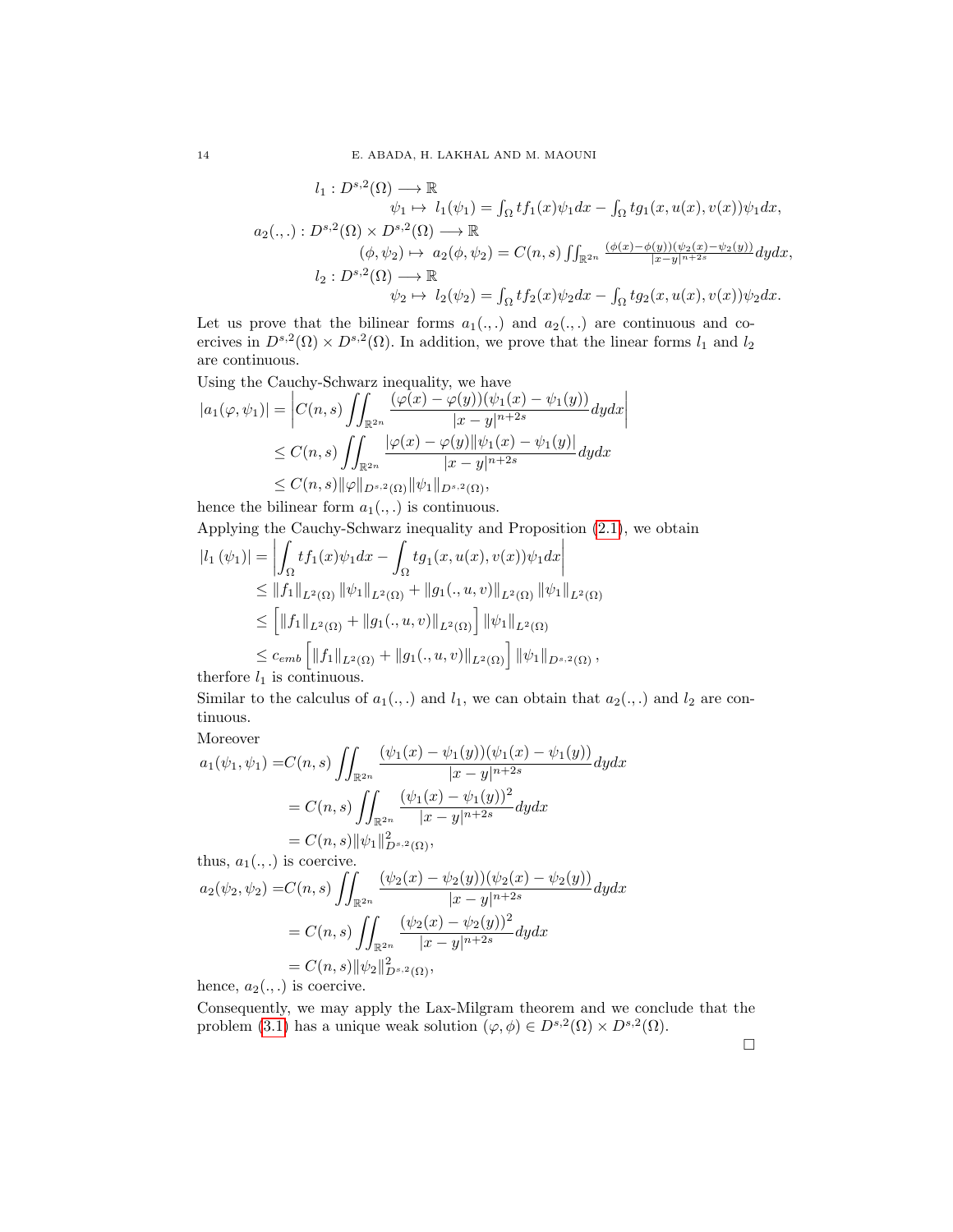$$
\begin{aligned}
l_1 : D^{s,2}(\Omega) &\longrightarrow \mathbb{R} \\
\psi_1 &\mapsto\ l_1(\psi_1) = \int_\Omega t f_1(x)\psi_1 dx - \int_\Omega t g_1(x,u(x),v(x))\psi_1 dx, \\
a_2(.,.) : D^{s,2}(\Omega)\times D^{s,2}(\Omega) &\longrightarrow \mathbb{R} \\
(\phi,\psi_2) &\mapsto\ a_2(\phi,\psi_2) = C(n,s)\iint_{\mathbb{R}^{2n}} \frac{(\phi(x)-\phi(y))(\psi_2(x)-\psi_2(y))}{|x-y|^{n+2s}} dydx, \\
l_2 : D^{s,2}(\Omega) &\longrightarrow \mathbb{R} \\
\psi_2 &\mapsto\ l_2(\psi_2) = \int_\Omega t f_2(x)\psi_2 dx - \int_\Omega t g_2(x,u(x),v(x))\psi_2 dx.
\end{aligned}
$$

Let us prove that the bilinear forms $a_1(.,.)$ and $a_2(.,.)$ are continuous and coercives in $D^{s,2}(\Omega)\times D^{s,2}(\Omega)$. In addition, we prove that the linear forms $l_1$ and $l_2$ are continuous.

Using the Cauchy-Schwarz inequality, we have

$$
\begin{aligned}
|a_1(\varphi,\psi_1)| &= \left| C(n,s)\iint_{\mathbb{R}^{2n}} \frac{(\varphi(x)-\varphi(y))(\psi_1(x)-\psi_1(y))}{|x-y|^{n+2s}} dydx \right| \\
&\le C(n,s)\iint_{\mathbb{R}^{2n}} \frac{|\varphi(x)-\varphi(y)||\psi_1(x)-\psi_1(y)|}{|x-y|^{n+2s}} dydx \\
&\le C(n,s)\|\varphi\|_{D^{s,2}(\Omega)}\|\psi_1\|_{D^{s,2}(\Omega)},
\end{aligned}
$$

hence the bilinear form $a_1(.,.)$ is continuous.

Applying the Cauchy-Schwarz inequality and Proposition (2.1), we obtain

$$
\begin{aligned}
|l_1(\psi_1)| &= \left| \int_\Omega t f_1(x)\psi_1 dx - \int_\Omega t g_1(x,u(x),v(x))\psi_1 dx \right| \\
&\le \|f_1\|_{L^2(\Omega)}\|\psi_1\|_{L^2(\Omega)} + \|g_1(.,u,v)\|_{L^2(\Omega)}\|\psi_1\|_{L^2(\Omega)} \\
&\le \left[\|f_1\|_{L^2(\Omega)} + \|g_1(.,u,v)\|_{L^2(\Omega)}\right]\|\psi_1\|_{L^2(\Omega)} \\
&\le c_{emb}\left[\|f_1\|_{L^2(\Omega)} + \|g_1(.,u,v)\|_{L^2(\Omega)}\right]\|\psi_1\|_{D^{s,2}(\Omega)},
\end{aligned}
$$

therfore $l_1$ is continuous.

Similar to the calculus of $a_1(.,.)$ and $l_1$, we can obtain that $a_2(.,.)$ and $l_2$ are continuous.

Moreover

$$
\begin{aligned}
a_1(\psi_1,\psi_1) &= C(n,s)\iint_{\mathbb{R}^{2n}} \frac{(\psi_1(x)-\psi_1(y))(\psi_1(x)-\psi_1(y))}{|x-y|^{n+2s}} dydx \\
&= C(n,s)\iint_{\mathbb{R}^{2n}} \frac{(\psi_1(x)-\psi_1(y))^2}{|x-y|^{n+2s}} dydx \\
&= C(n,s)\|\psi_1\|^2_{D^{s,2}(\Omega)},
\end{aligned}
$$

thus, $a_1(.,.)$ is coercive.

$$
\begin{aligned}
a_2(\psi_2,\psi_2) &= C(n,s)\iint_{\mathbb{R}^{2n}} \frac{(\psi_2(x)-\psi_2(y))(\psi_2(x)-\psi_2(y))}{|x-y|^{n+2s}} dydx \\
&= C(n,s)\iint_{\mathbb{R}^{2n}} \frac{(\psi_2(x)-\psi_2(y))^2}{|x-y|^{n+2s}} dydx \\
&= C(n,s)\|\psi_2\|^2_{D^{s,2}(\Omega)},
\end{aligned}
$$

hence, $a_2(.,.)$ is coercive.

Consequently, we may apply the Lax-Milgram theorem and we conclude that the problem (3.1) has a unique weak solution $(\varphi,\phi)\in D^{s,2}(\Omega)\times D^{s,2}(\Omega)$.

□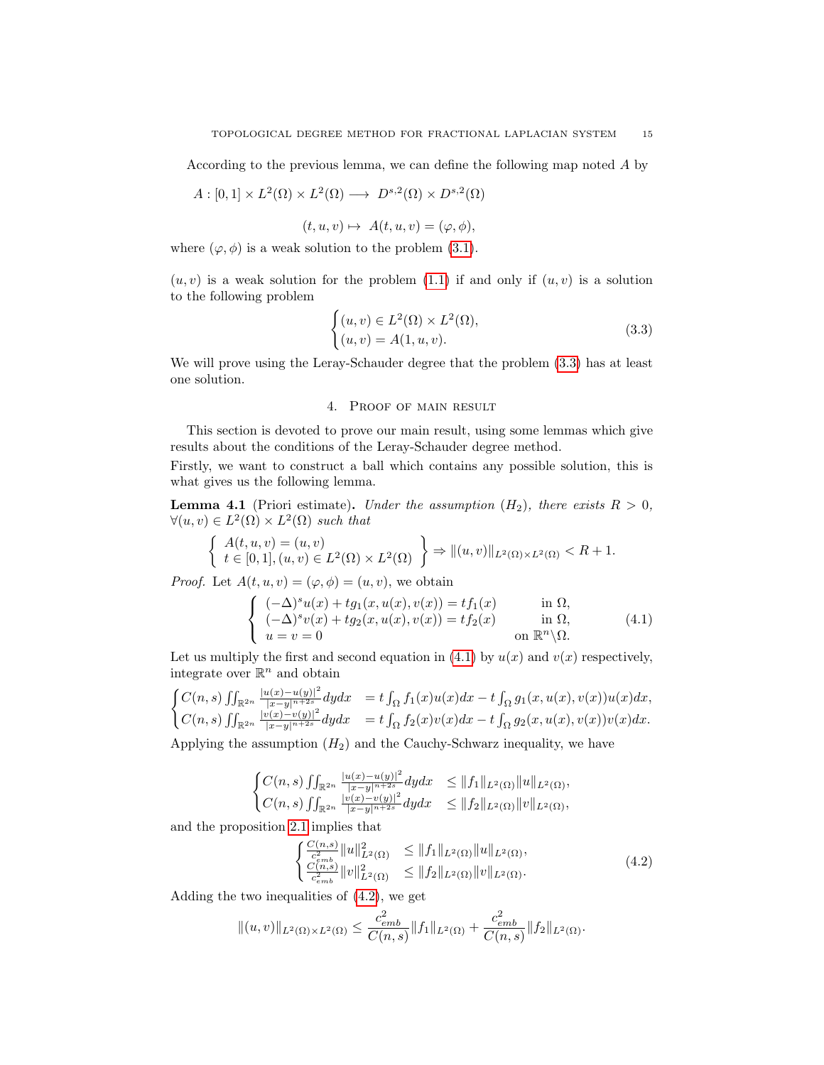According to the previous lemma, we can define the following map noted $A$ by

$$A : [0,1] \times L^2(\Omega) \times L^2(\Omega) \longrightarrow \; D^{s,2}(\Omega) \times D^{s,2}(\Omega)$$

$$(t, u, v) \mapsto \; A(t, u, v) = (\varphi, \phi),$$

where $(\varphi, \phi)$ is a weak solution to the problem (3.1).

$(u, v)$ is a weak solution for the problem (1.1) if and only if $(u, v)$ is a solution to the following problem

$$\begin{cases} (u, v) \in L^2(\Omega) \times L^2(\Omega), \\ (u, v) = A(1, u, v). \end{cases} \tag{3.3}$$

We will prove using the Leray-Schauder degree that the problem (3.3) has at least one solution.

## 4. Proof of main result

This section is devoted to prove our main result, using some lemmas which give results about the conditions of the Leray-Schauder degree method.

Firstly, we want to construct a ball which contains any possible solution, this is what gives us the following lemma.

**Lemma 4.1** (Priori estimate). *Under the assumption $(H_2)$, there exists $R > 0$, $\forall (u, v) \in L^2(\Omega) \times L^2(\Omega)$ such that*

$$\left\{ \begin{array}{l} A(t, u, v) = (u, v) \\ t \in [0,1], (u, v) \in L^2(\Omega) \times L^2(\Omega) \end{array} \right\} \Rightarrow \|(u, v)\|_{L^2(\Omega) \times L^2(\Omega)} < R + 1.$$

*Proof.* Let $A(t, u, v) = (\varphi, \phi) = (u, v)$, we obtain

$$\left\{ \begin{array}{ll} (-\Delta)^s u(x) + t g_1(x, u(x), v(x)) = t f_1(x) & \text{in } \Omega, \\ (-\Delta)^s v(x) + t g_2(x, u(x), v(x)) = t f_2(x) & \text{in } \Omega, \\ u = v = 0 & \text{on } \mathbb{R}^n \backslash \Omega. \end{array} \right. \tag{4.1}$$

Let us multiply the first and second equation in (4.1) by $u(x)$ and $v(x)$ respectively, integrate over $\mathbb{R}^n$ and obtain

$$\begin{cases} C(n,s) \iint_{\mathbb{R}^{2n}} \frac{|u(x)-u(y)|^2}{|x-y|^{n+2s}} dy dx &= t \int_\Omega f_1(x) u(x) dx - t \int_\Omega g_1(x, u(x), v(x)) u(x) dx, \\ C(n,s) \iint_{\mathbb{R}^{2n}} \frac{|v(x)-v(y)|^2}{|x-y|^{n+2s}} dy dx &= t \int_\Omega f_2(x) v(x) dx - t \int_\Omega g_2(x, u(x), v(x)) v(x) dx. \end{cases}$$

Applying the assumption $(H_2)$ and the Cauchy-Schwarz inequality, we have

$$\begin{cases} C(n,s) \iint_{\mathbb{R}^{2n}} \frac{|u(x)-u(y)|^2}{|x-y|^{n+2s}} dy dx &\leq \|f_1\|_{L^2(\Omega)} \|u\|_{L^2(\Omega)}, \\ C(n,s) \iint_{\mathbb{R}^{2n}} \frac{|v(x)-v(y)|^2}{|x-y|^{n+2s}} dy dx &\leq \|f_2\|_{L^2(\Omega)} \|v\|_{L^2(\Omega)}, \end{cases}$$

and the proposition 2.1 implies that

$$\begin{cases} \frac{C(n,s)}{c_{emb}^2} \|u\|^2_{L^2(\Omega)} &\leq \|f_1\|_{L^2(\Omega)} \|u\|_{L^2(\Omega)}, \\ \frac{C(n,s)}{c_{emb}^2} \|v\|^2_{L^2(\Omega)} &\leq \|f_2\|_{L^2(\Omega)} \|v\|_{L^2(\Omega)}. \end{cases} \tag{4.2}$$

Adding the two inequalities of (4.2), we get

$$\|(u, v)\|_{L^2(\Omega) \times L^2(\Omega)} \leq \frac{c_{emb}^2}{C(n,s)} \|f_1\|_{L^2(\Omega)} + \frac{c_{emb}^2}{C(n,s)} \|f_2\|_{L^2(\Omega)}.$$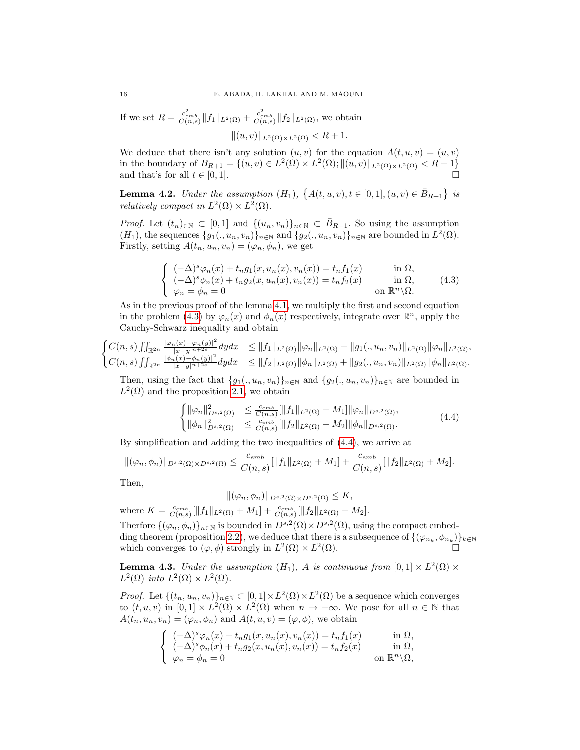If we set $R = \frac{c_{emb}^2}{C(n,s)}\|f_1\|_{L^2(\Omega)} + \frac{c_{emb}^2}{C(n,s)}\|f_2\|_{L^2(\Omega)}$, we obtain

$$\|(u,v)\|_{L^2(\Omega)\times L^2(\Omega)} < R + 1.$$

We deduce that there isn't any solution $(u,v)$ for the equation $A(t,u,v) = (u,v)$ in the boundary of $B_{R+1} = \{(u,v) \in L^2(\Omega) \times L^2(\Omega); \|(u,v)\|_{L^2(\Omega)\times L^2(\Omega)} < R+1\}$ and that's for all $t \in [0,1]$. □

**Lemma 4.2.** *Under the assumption $(H_1)$, $\{A(t,u,v), t \in [0,1], (u,v) \in \bar{B}_{R+1}\}$ is relatively compact in $L^2(\Omega) \times L^2(\Omega)$.*

*Proof.* Let $(t_n)_{\mathbb{N}} \subset [0,1]$ and $\{(u_n,v_n)\}_{n\in\mathbb{N}} \subset \bar{B}_{R+1}$. So using the assumption $(H_1)$, the sequences $\{g_1(.,u_n,v_n)\}_{n\in\mathbb{N}}$ and $\{g_2(.,u_n,v_n)\}_{n\in\mathbb{N}}$ are bounded in $L^2(\Omega)$. Firstly, setting $A(t_n,u_n,v_n) = (\varphi_n, \phi_n)$, we get

$$\left\{\begin{array}{ll} (-\Delta)^s\varphi_n(x) + t_n g_1(x,u_n(x),v_n(x)) = t_n f_1(x) & \text{in } \Omega, \\ (-\Delta)^s\phi_n(x) + t_n g_2(x,u_n(x),v_n(x)) = t_n f_2(x) & \text{in } \Omega, \\ \varphi_n = \phi_n = 0 & \text{on } \mathbb{R}^n\backslash\Omega. \end{array}\right. \tag{4.3}$$

As in the previous proof of the lemma 4.1, we multiply the first and second equation in the problem (4.3) by $\varphi_n(x)$ and $\phi_n(x)$ respectively, integrate over $\mathbb{R}^n$, apply the Cauchy-Schwarz inequality and obtain

$$\begin{cases} C(n,s)\iint_{\mathbb{R}^{2n}} \frac{|\varphi_n(x)-\varphi_n(y)|^2}{|x-y|^{n+2s}}dydx & \leq \|f_1\|_{L^2(\Omega)}\|\varphi_n\|_{L^2(\Omega)} + \|g_1(.,u_n,v_n)\|_{L^2(\Omega)}\|\varphi_n\|_{L^2(\Omega)}, \\ C(n,s)\iint_{\mathbb{R}^{2n}} \frac{|\phi_n(x)-\phi_n(y)|^2}{|x-y|^{n+2s}}dydx & \leq \|f_2\|_{L^2(\Omega)}\|\phi_n\|_{L^2(\Omega)} + \|g_2(.,u_n,v_n)\|_{L^2(\Omega)}\|\phi_n\|_{L^2(\Omega)}. \end{cases}$$

Then, using the fact that $\{g_1(.,u_n,v_n)\}_{n\in\mathbb{N}}$ and $\{g_2(.,u_n,v_n)\}_{n\in\mathbb{N}}$ are bounded in $L^2(\Omega)$ and the proposition 2.1, we obtain

$$\begin{cases} \|\varphi_n\|^2_{D^{s,2}(\Omega)} & \leq \frac{c_{emb}}{C(n,s)}[\|f_1\|_{L^2(\Omega)} + M_1]\|\varphi_n\|_{D^{s,2}(\Omega)}, \\ \|\phi_n\|^2_{D^{s,2}(\Omega)} & \leq \frac{c_{emb}}{C(n,s)}[\|f_2\|_{L^2(\Omega)} + M_2]\|\phi_n\|_{D^{s,2}(\Omega)}. \end{cases} \tag{4.4}$$

By simplification and adding the two inequalities of (4.4), we arrive at

$$\|(\varphi_n,\phi_n)\|_{D^{s,2}(\Omega)\times D^{s,2}(\Omega)} \leq \frac{c_{emb}}{C(n,s)}[\|f_1\|_{L^2(\Omega)} + M_1] + \frac{c_{emb}}{C(n,s)}[\|f_2\|_{L^2(\Omega)} + M_2].$$

Then,

$$\|(\varphi_n,\phi_n)\|_{D^{s,2}(\Omega)\times D^{s,2}(\Omega)} \leq K,$$

where $K = \frac{c_{emb}}{C(n,s)}[\|f_1\|_{L^2(\Omega)} + M_1] + \frac{c_{emb}}{C(n,s)}[\|f_2\|_{L^2(\Omega)} + M_2]$.

Therfore $\{(\varphi_n,\phi_n)\}_{n\in\mathbb{N}}$ is bounded in $D^{s,2}(\Omega)\times D^{s,2}(\Omega)$, using the compact embedding theorem (proposition 2.2), we deduce that there is a subsequence of $\{(\varphi_{n_k},\phi_{n_k})\}_{k\in\mathbb{N}}$ which converges to $(\varphi,\phi)$ strongly in $L^2(\Omega)\times L^2(\Omega)$. □

**Lemma 4.3.** *Under the assumption $(H_1)$, $A$ is continuous from $[0,1] \times L^2(\Omega) \times L^2(\Omega)$ into $L^2(\Omega) \times L^2(\Omega)$.*

*Proof.* Let $\{(t_n,u_n,v_n)\}_{n\in\mathbb{N}} \subset [0,1]\times L^2(\Omega)\times L^2(\Omega)$ be a sequence which converges to $(t,u,v)$ in $[0,1] \times L^2(\Omega) \times L^2(\Omega)$ when $n \to +\infty$. We pose for all $n \in \mathbb{N}$ that $A(t_n,u_n,v_n) = (\varphi_n,\phi_n)$ and $A(t,u,v) = (\varphi,\phi)$, we obtain

$$\left\{\begin{array}{ll} (-\Delta)^s\varphi_n(x) + t_n g_1(x,u_n(x),v_n(x)) = t_n f_1(x) & \text{in } \Omega, \\ (-\Delta)^s\phi_n(x) + t_n g_2(x,u_n(x),v_n(x)) = t_n f_2(x) & \text{in } \Omega, \\ \varphi_n = \phi_n = 0 & \text{on } \mathbb{R}^n\backslash\Omega, \end{array}\right.$$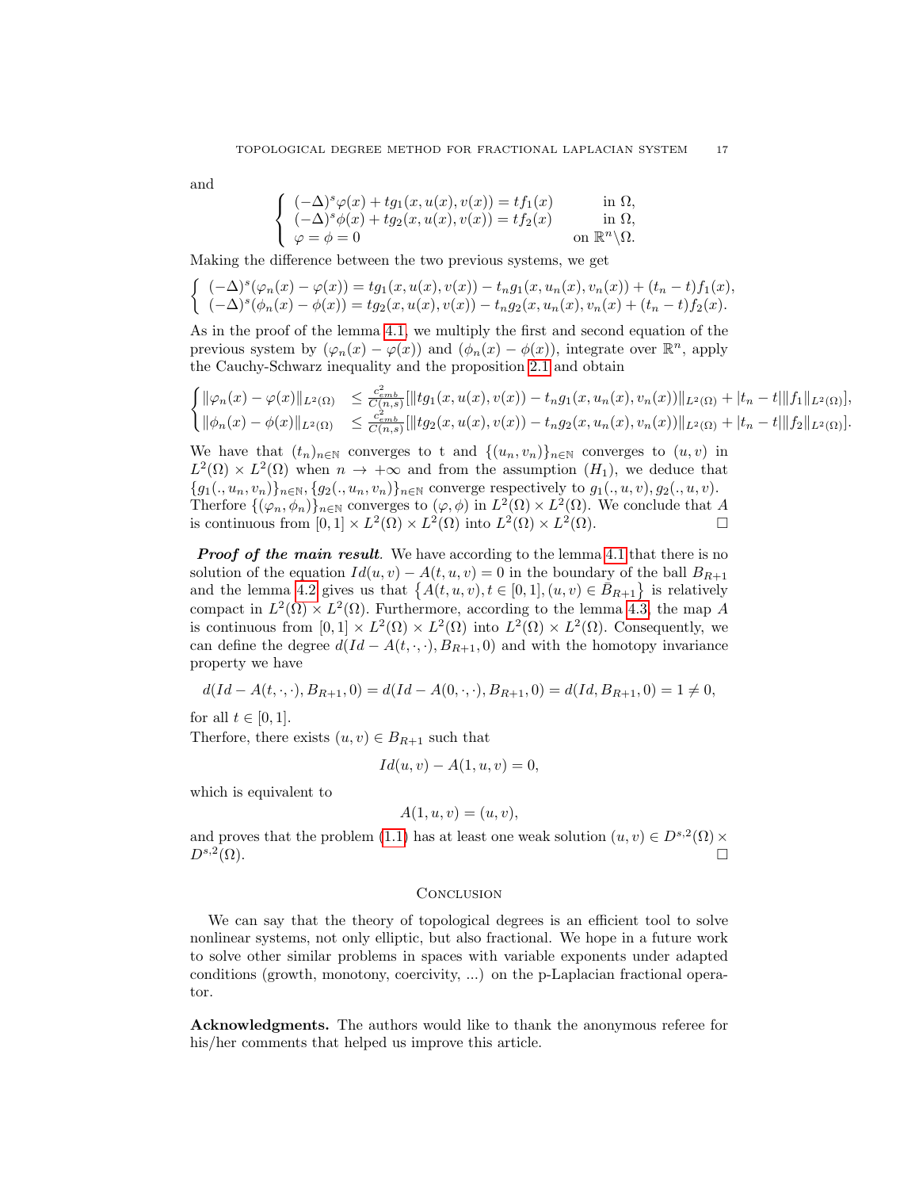and

$$
\begin{cases}
(-\Delta)^s\varphi(x) + tg_1(x,u(x),v(x)) = tf_1(x) & \text{in } \Omega,\\
(-\Delta)^s\phi(x) + tg_2(x,u(x),v(x)) = tf_2(x) & \text{in } \Omega,\\
\varphi = \phi = 0 & \text{on } \mathbb{R}^n\backslash\Omega.
\end{cases}
$$

Making the difference between the two previous systems, we get

$$
\begin{cases}
(-\Delta)^s(\varphi_n(x) - \varphi(x)) = tg_1(x,u(x),v(x)) - t_n g_1(x,u_n(x),v_n(x)) + (t_n - t)f_1(x),\\
(-\Delta)^s(\phi_n(x) - \phi(x)) = tg_2(x,u(x),v(x)) - t_n g_2(x,u_n(x),v_n(x) + (t_n - t)f_2(x).
\end{cases}
$$

As in the proof of the lemma 4.1, we multiply the first and second equation of the previous system by $(\varphi_n(x) - \varphi(x))$ and $(\phi_n(x) - \phi(x))$, integrate over $\mathbb{R}^n$, apply the Cauchy-Schwarz inequality and the proposition 2.1 and obtain

$$
\begin{cases}
\|\varphi_n(x) - \varphi(x)\|_{L^2(\Omega)} & \leq \frac{c_{emb}^2}{C(n,s)}[\|tg_1(x,u(x),v(x)) - t_n g_1(x,u_n(x),v_n(x))\|_{L^2(\Omega)} + |t_n - t|\|f_1\|_{L^2(\Omega)}],\\
\|\phi_n(x) - \phi(x)\|_{L^2(\Omega)} & \leq \frac{c_{emb}^2}{C(n,s)}[\|tg_2(x,u(x),v(x)) - t_n g_2(x,u_n(x),v_n(x))\|_{L^2(\Omega)} + |t_n - t|\|f_2\|_{L^2(\Omega)}].
\end{cases}
$$

We have that $(t_n)_{n\in\mathbb{N}}$ converges to t and $\{(u_n,v_n)\}_{n\in\mathbb{N}}$ converges to $(u,v)$ in $L^2(\Omega)\times L^2(\Omega)$ when $n \to +\infty$ and from the assumption $(H_1)$, we deduce that $\{g_1(.,u_n,v_n)\}_{n\in\mathbb{N}}, \{g_2(.,u_n,v_n)\}_{n\in\mathbb{N}}$ converge respectively to $g_1(.,u,v), g_2(.,u,v)$. Therfore $\{(\varphi_n,\phi_n)\}_{n\in\mathbb{N}}$ converges to $(\varphi,\phi)$ in $L^2(\Omega)\times L^2(\Omega)$. We conclude that $A$ is continuous from $[0,1]\times L^2(\Omega)\times L^2(\Omega)$ into $L^2(\Omega)\times L^2(\Omega)$. □

***Proof of the main result***. We have according to the lemma 4.1 that there is no solution of the equation $Id(u,v) - A(t,u,v) = 0$ in the boundary of the ball $B_{R+1}$ and the lemma 4.2 gives us that $\left\{A(t,u,v), t\in[0,1], (u,v)\in \bar{B}_{R+1}\right\}$ is relatively compact in $L^2(\Omega)\times L^2(\Omega)$. Furthermore, according to the lemma 4.3, the map $A$ is continuous from $[0,1]\times L^2(\Omega)\times L^2(\Omega)$ into $L^2(\Omega)\times L^2(\Omega)$. Consequently, we can define the degree $d(Id - A(t,\cdot,\cdot), B_{R+1}, 0)$ and with the homotopy invariance property we have

$$
d(Id - A(t,\cdot,\cdot), B_{R+1}, 0) = d(Id - A(0,\cdot,\cdot), B_{R+1}, 0) = d(Id, B_{R+1}, 0) = 1 \neq 0,
$$

for all $t\in[0,1]$.
Therfore, there exists $(u,v)\in B_{R+1}$ such that

$$
Id(u,v) - A(1,u,v) = 0,
$$

which is equivalent to

$$
A(1,u,v) = (u,v),
$$

and proves that the problem (1.1) has at least one weak solution $(u,v)\in D^{s,2}(\Omega)\times D^{s,2}(\Omega)$. □

## Conclusion

We can say that the theory of topological degrees is an efficient tool to solve nonlinear systems, not only elliptic, but also fractional. We hope in a future work to solve other similar problems in spaces with variable exponents under adapted conditions (growth, monotony, coercivity, ...) on the p-Laplacian fractional operator.

**Acknowledgments.** The authors would like to thank the anonymous referee for his/her comments that helped us improve this article.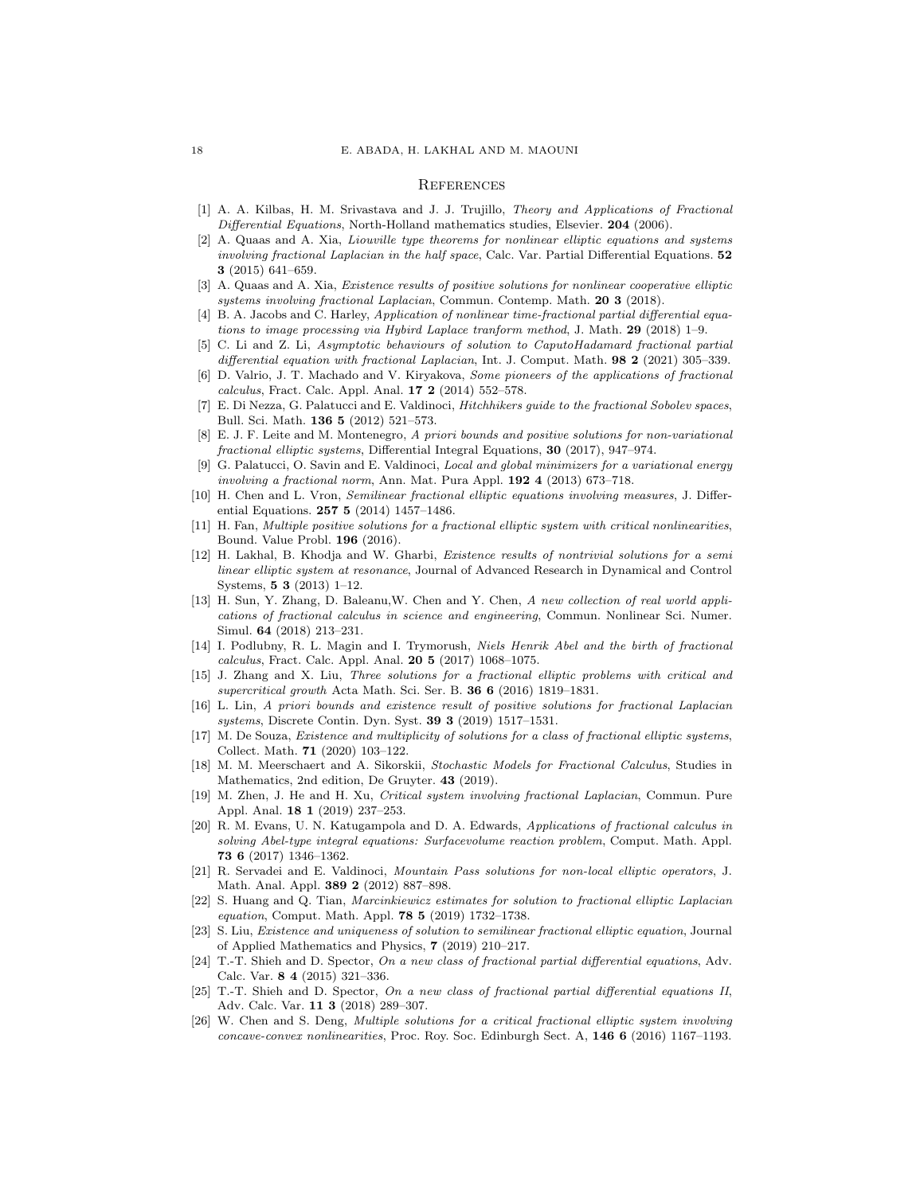## References

[1] A. A. Kilbas, H. M. Srivastava and J. J. Trujillo, *Theory and Applications of Fractional Differential Equations*, North-Holland mathematics studies, Elsevier. **204** (2006).

[2] A. Quaas and A. Xia, *Liouville type theorems for nonlinear elliptic equations and systems involving fractional Laplacian in the half space*, Calc. Var. Partial Differential Equations. **52 3** (2015) 641–659.

[3] A. Quaas and A. Xia, *Existence results of positive solutions for nonlinear cooperative elliptic systems involving fractional Laplacian*, Commun. Contemp. Math. **20 3** (2018).

[4] B. A. Jacobs and C. Harley, *Application of nonlinear time-fractional partial differential equations to image processing via Hybird Laplace tranform method*, J. Math. **29** (2018) 1–9.

[5] C. Li and Z. Li, *Asymptotic behaviours of solution to CaputoHadamard fractional partial differential equation with fractional Laplacian*, Int. J. Comput. Math. **98 2** (2021) 305–339.

[6] D. Valrio, J. T. Machado and V. Kiryakova, *Some pioneers of the applications of fractional calculus*, Fract. Calc. Appl. Anal. **17 2** (2014) 552–578.

[7] E. Di Nezza, G. Palatucci and E. Valdinoci, *Hitchhikers guide to the fractional Sobolev spaces*, Bull. Sci. Math. **136 5** (2012) 521–573.

[8] E. J. F. Leite and M. Montenegro, *A priori bounds and positive solutions for non-variational fractional elliptic systems*, Differential Integral Equations, **30** (2017), 947–974.

[9] G. Palatucci, O. Savin and E. Valdinoci, *Local and global minimizers for a variational energy involving a fractional norm*, Ann. Mat. Pura Appl. **192 4** (2013) 673–718.

[10] H. Chen and L. Vron, *Semilinear fractional elliptic equations involving measures*, J. Differential Equations. **257 5** (2014) 1457–1486.

[11] H. Fan, *Multiple positive solutions for a fractional elliptic system with critical nonlinearities*, Bound. Value Probl. **196** (2016).

[12] H. Lakhal, B. Khodja and W. Gharbi, *Existence results of nontrivial solutions for a semi linear elliptic system at resonance*, Journal of Advanced Research in Dynamical and Control Systems, **5 3** (2013) 1–12.

[13] H. Sun, Y. Zhang, D. Baleanu,W. Chen and Y. Chen, *A new collection of real world applications of fractional calculus in science and engineering*, Commun. Nonlinear Sci. Numer. Simul. **64** (2018) 213–231.

[14] I. Podlubny, R. L. Magin and I. Trymorush, *Niels Henrik Abel and the birth of fractional calculus*, Fract. Calc. Appl. Anal. **20 5** (2017) 1068–1075.

[15] J. Zhang and X. Liu, *Three solutions for a fractional elliptic problems with critical and supercritical growth* Acta Math. Sci. Ser. B. **36 6** (2016) 1819–1831.

[16] L. Lin, *A priori bounds and existence result of positive solutions for fractional Laplacian systems*, Discrete Contin. Dyn. Syst. **39 3** (2019) 1517–1531.

[17] M. De Souza, *Existence and multiplicity of solutions for a class of fractional elliptic systems*, Collect. Math. **71** (2020) 103–122.

[18] M. M. Meerschaert and A. Sikorskii, *Stochastic Models for Fractional Calculus*, Studies in Mathematics, 2nd edition, De Gruyter. **43** (2019).

[19] M. Zhen, J. He and H. Xu, *Critical system involving fractional Laplacian*, Commun. Pure Appl. Anal. **18 1** (2019) 237–253.

[20] R. M. Evans, U. N. Katugampola and D. A. Edwards, *Applications of fractional calculus in solving Abel-type integral equations: Surfacevolume reaction problem*, Comput. Math. Appl. **73 6** (2017) 1346–1362.

[21] R. Servadei and E. Valdinoci, *Mountain Pass solutions for non-local elliptic operators*, J. Math. Anal. Appl. **389 2** (2012) 887–898.

[22] S. Huang and Q. Tian, *Marcinkiewicz estimates for solution to fractional elliptic Laplacian equation*, Comput. Math. Appl. **78 5** (2019) 1732–1738.

[23] S. Liu, *Existence and uniqueness of solution to semilinear fractional elliptic equation*, Journal of Applied Mathematics and Physics, **7** (2019) 210–217.

[24] T.-T. Shieh and D. Spector, *On a new class of fractional partial differential equations*, Adv. Calc. Var. **8 4** (2015) 321–336.

[25] T.-T. Shieh and D. Spector, *On a new class of fractional partial differential equations II*, Adv. Calc. Var. **11 3** (2018) 289–307.

[26] W. Chen and S. Deng, *Multiple solutions for a critical fractional elliptic system involving concave-convex nonlinearities*, Proc. Roy. Soc. Edinburgh Sect. A, **146 6** (2016) 1167–1193.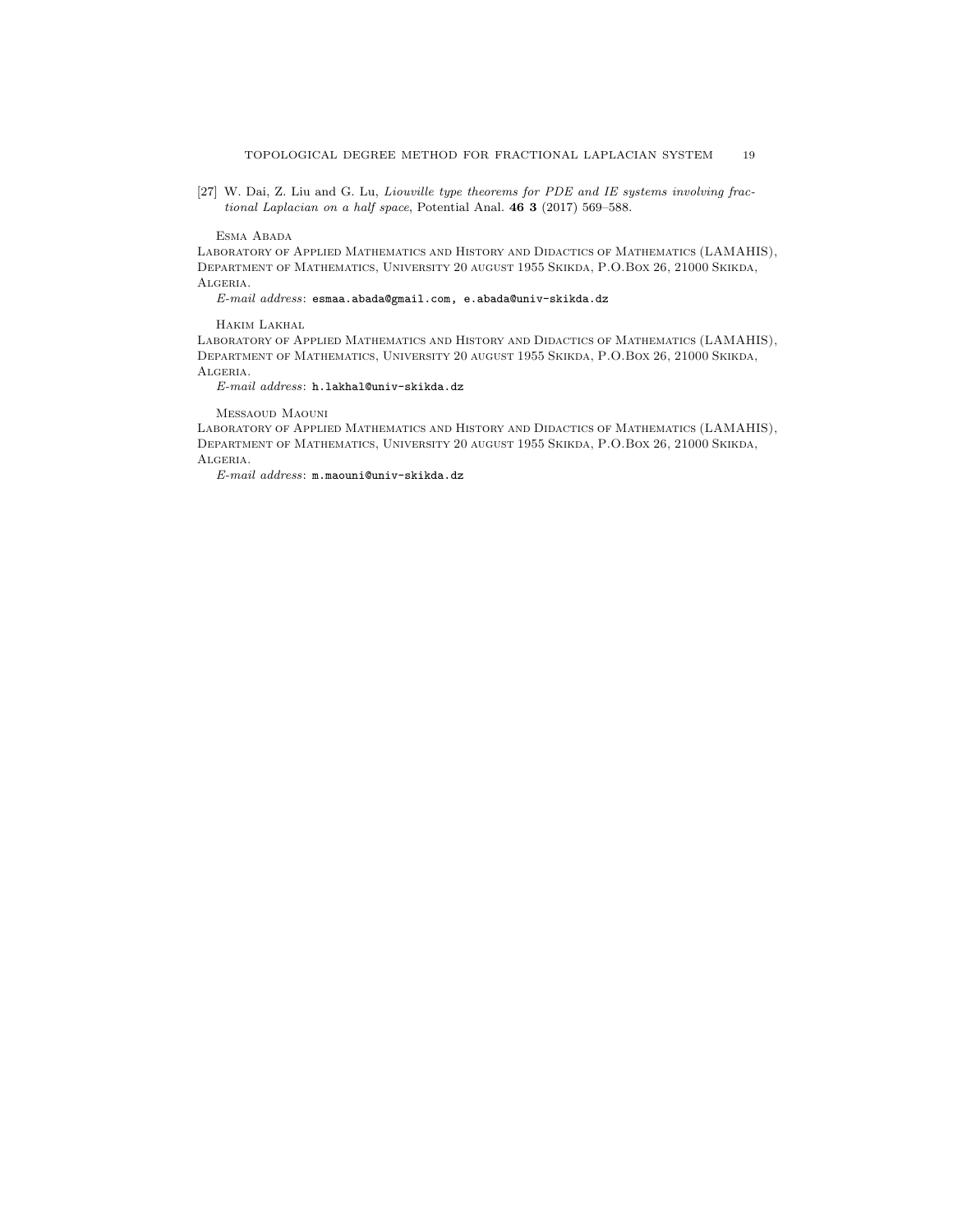[27] W. Dai, Z. Liu and G. Lu, *Liouville type theorems for PDE and IE systems involving fractional Laplacian on a half space*, Potential Anal. **46 3** (2017) 569–588.

Esma Abada
Laboratory of Applied Mathematics and History and Didactics of Mathematics (LAMAHIS), Department of Mathematics, University 20 august 1955 Skikda, P.O.Box 26, 21000 Skikda, Algeria.
*E-mail address*: esmaa.abada@gmail.com, e.abada@univ-skikda.dz

Hakim Lakhal
Laboratory of Applied Mathematics and History and Didactics of Mathematics (LAMAHIS), Department of Mathematics, University 20 august 1955 Skikda, P.O.Box 26, 21000 Skikda, Algeria.
*E-mail address*: h.lakhal@univ-skikda.dz

Messaoud Maouni
Laboratory of Applied Mathematics and History and Didactics of Mathematics (LAMAHIS), Department of Mathematics, University 20 august 1955 Skikda, P.O.Box 26, 21000 Skikda, Algeria.
*E-mail address*: m.maouni@univ-skikda.dz